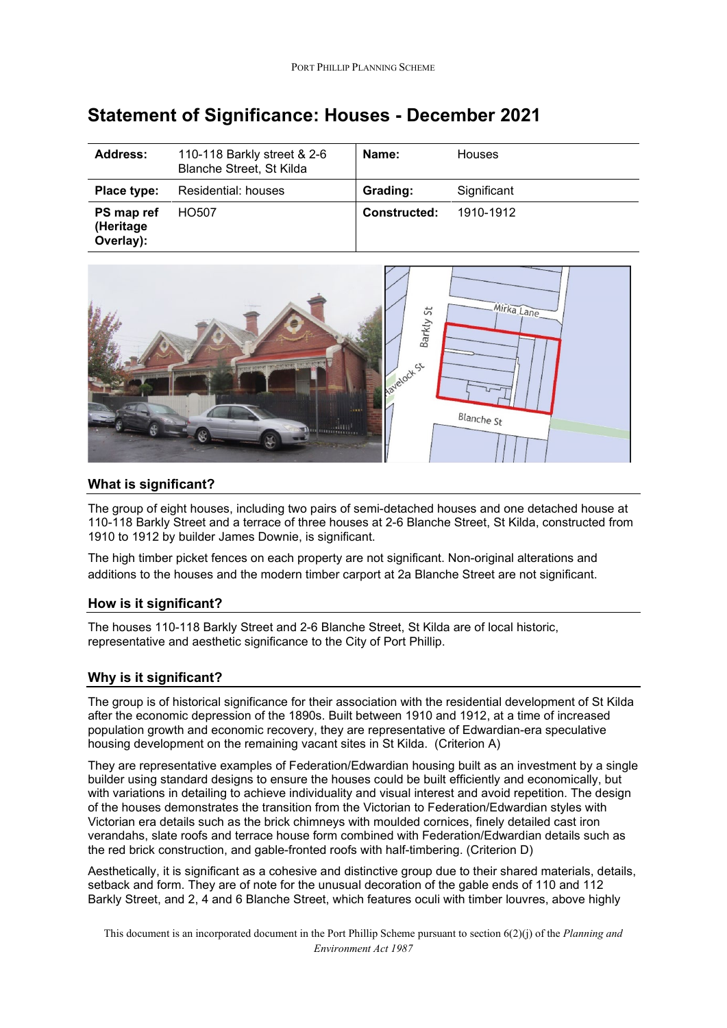# Statement of Significance: Houses - December 2021

| **Address:** | 110-118 Barkly street & 2-6 Blanche Street, St Kilda | **Name:** | Houses |
|---|---|---|---|
| **Place type:** | Residential: houses | **Grading:** | Significant |
| **PS map ref (Heritage Overlay):** | HO507 | **Constructed:** | 1910-1912 |

## What is significant?

The group of eight houses, including two pairs of semi-detached houses and one detached house at 110-118 Barkly Street and a terrace of three houses at 2-6 Blanche Street, St Kilda, constructed from 1910 to 1912 by builder James Downie, is significant.

The high timber picket fences on each property are not significant. Non-original alterations and additions to the houses and the modern timber carport at 2a Blanche Street are not significant.

## How is it significant?

The houses 110-118 Barkly Street and 2-6 Blanche Street, St Kilda are of local historic, representative and aesthetic significance to the City of Port Phillip.

## Why is it significant?

The group is of historical significance for their association with the residential development of St Kilda after the economic depression of the 1890s. Built between 1910 and 1912, at a time of increased population growth and economic recovery, they are representative of Edwardian-era speculative housing development on the remaining vacant sites in St Kilda. (Criterion A)

They are representative examples of Federation/Edwardian housing built as an investment by a single builder using standard designs to ensure the houses could be built efficiently and economically, but with variations in detailing to achieve individuality and visual interest and avoid repetition. The design of the houses demonstrates the transition from the Victorian to Federation/Edwardian styles with Victorian era details such as the brick chimneys with moulded cornices, finely detailed cast iron verandahs, slate roofs and terrace house form combined with Federation/Edwardian details such as the red brick construction, and gable-fronted roofs with half-timbering. (Criterion D)

Aesthetically, it is significant as a cohesive and distinctive group due to their shared materials, details, setback and form. They are of note for the unusual decoration of the gable ends of 110 and 112 Barkly Street, and 2, 4 and 6 Blanche Street, which features oculi with timber louvres, above highly

This document is an incorporated document in the Port Phillip Scheme pursuant to section 6(2)(j) of the *Planning and Environment Act 1987*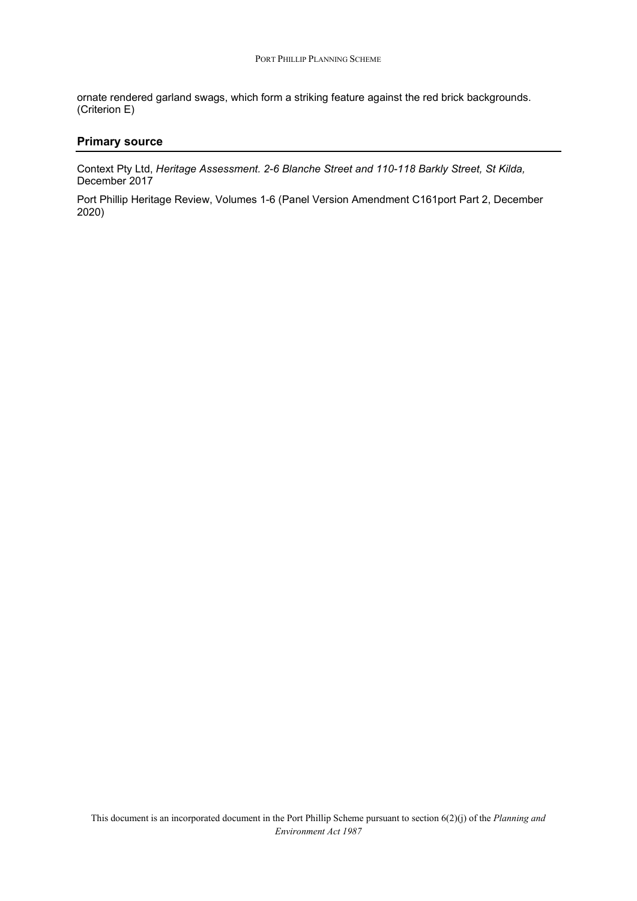ornate rendered garland swags, which form a striking feature against the red brick backgrounds. (Criterion E)

## Primary source

Context Pty Ltd, *Heritage Assessment. 2-6 Blanche Street and 110-118 Barkly Street, St Kilda,* December 2017

Port Phillip Heritage Review, Volumes 1-6 (Panel Version Amendment C161port Part 2, December 2020)

This document is an incorporated document in the Port Phillip Scheme pursuant to section 6(2)(j) of the *Planning and Environment Act 1987*